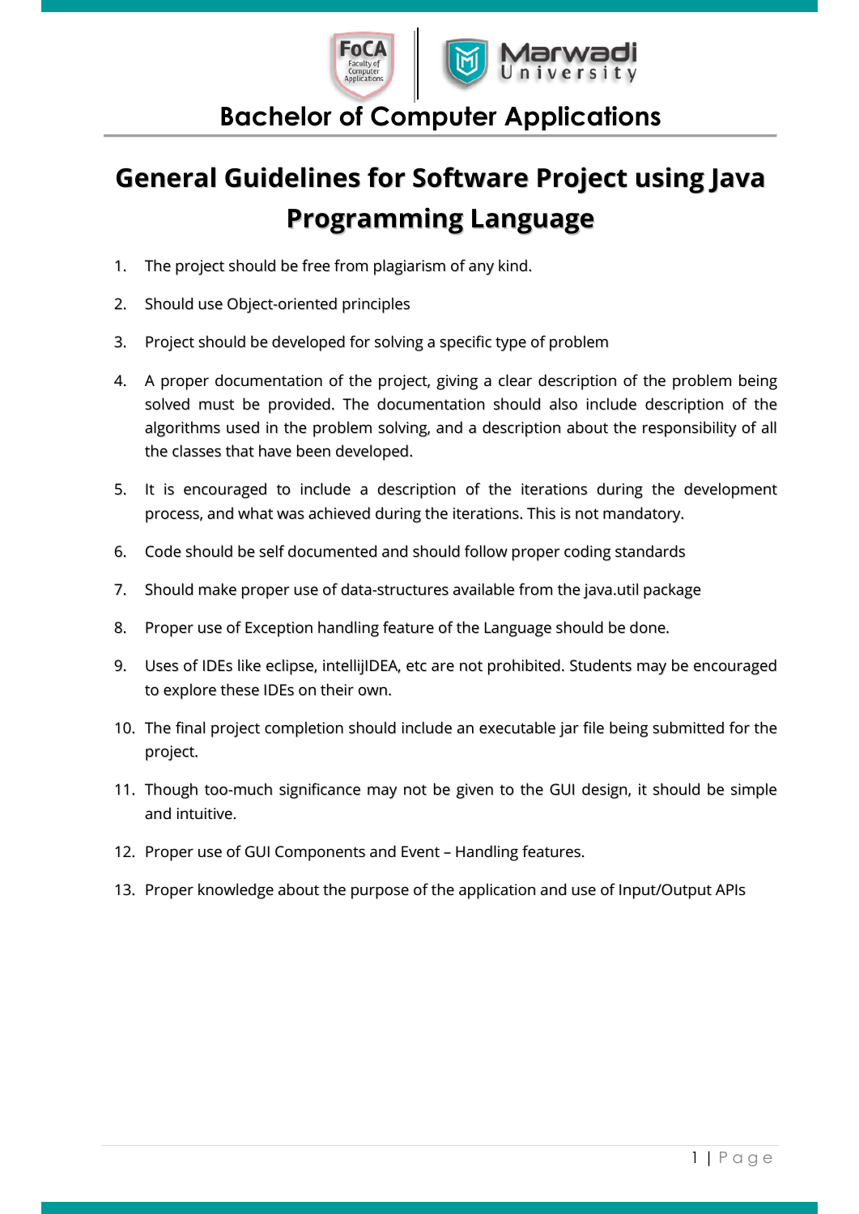Bachelor of Computer Applications

# General Guidelines for Software Project using Java Programming Language

1. The project should be free from plagiarism of any kind.
2. Should use Object-oriented principles
3. Project should be developed for solving a specific type of problem
4. A proper documentation of the project, giving a clear description of the problem being solved must be provided. The documentation should also include description of the algorithms used in the problem solving, and a description about the responsibility of all the classes that have been developed.
5. It is encouraged to include a description of the iterations during the development process, and what was achieved during the iterations. This is not mandatory.
6. Code should be self documented and should follow proper coding standards
7. Should make proper use of data-structures available from the java.util package
8. Proper use of Exception handling feature of the Language should be done.
9. Uses of IDEs like eclipse, intellijIDEA, etc are not prohibited. Students may be encouraged to explore these IDEs on their own.
10. The final project completion should include an executable jar file being submitted for the project.
11. Though too-much significance may not be given to the GUI design, it should be simple and intuitive.
12. Proper use of GUI Components and Event – Handling features.
13. Proper knowledge about the purpose of the application and use of Input/Output APIs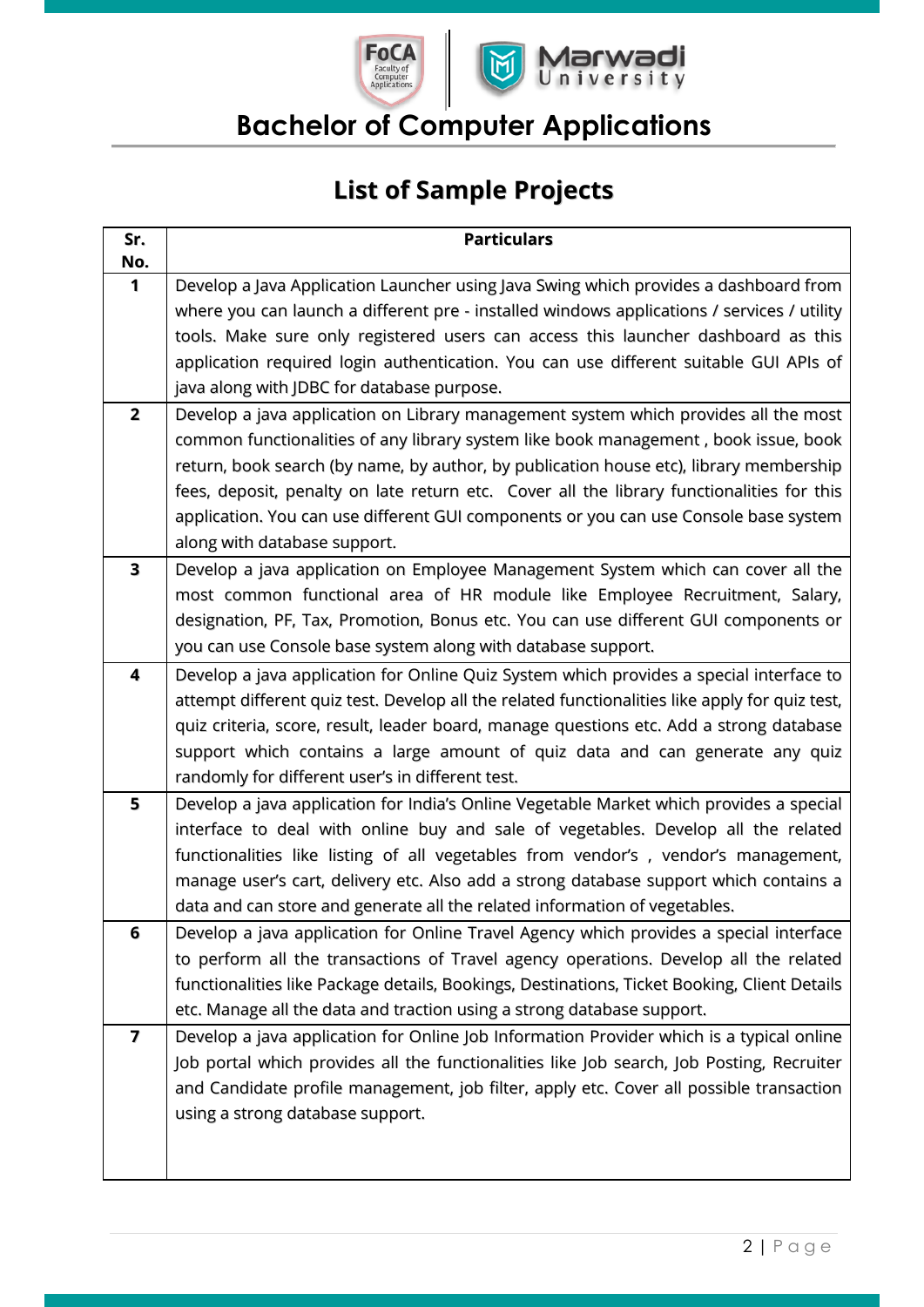# Bachelor of Computer Applications

## List of Sample Projects

| Sr. No. | Particulars |
|---|---|
| 1 | Develop a Java Application Launcher using Java Swing which provides a dashboard from where you can launch a different pre - installed windows applications / services / utility tools. Make sure only registered users can access this launcher dashboard as this application required login authentication. You can use different suitable GUI APIs of java along with JDBC for database purpose. |
| 2 | Develop a java application on Library management system which provides all the most common functionalities of any library system like book management , book issue, book return, book search (by name, by author, by publication house etc), library membership fees, deposit, penalty on late return etc. Cover all the library functionalities for this application. You can use different GUI components or you can use Console base system along with database support. |
| 3 | Develop a java application on Employee Management System which can cover all the most common functional area of HR module like Employee Recruitment, Salary, designation, PF, Tax, Promotion, Bonus etc. You can use different GUI components or you can use Console base system along with database support. |
| 4 | Develop a java application for Online Quiz System which provides a special interface to attempt different quiz test. Develop all the related functionalities like apply for quiz test, quiz criteria, score, result, leader board, manage questions etc. Add a strong database support which contains a large amount of quiz data and can generate any quiz randomly for different user's in different test. |
| 5 | Develop a java application for India's Online Vegetable Market which provides a special interface to deal with online buy and sale of vegetables. Develop all the related functionalities like listing of all vegetables from vendor's , vendor's management, manage user's cart, delivery etc. Also add a strong database support which contains a data and can store and generate all the related information of vegetables. |
| 6 | Develop a java application for Online Travel Agency which provides a special interface to perform all the transactions of Travel agency operations. Develop all the related functionalities like Package details, Bookings, Destinations, Ticket Booking, Client Details etc. Manage all the data and traction using a strong database support. |
| 7 | Develop a java application for Online Job Information Provider which is a typical online Job portal which provides all the functionalities like Job search, Job Posting, Recruiter and Candidate profile management, job filter, apply etc. Cover all possible transaction using a strong database support. |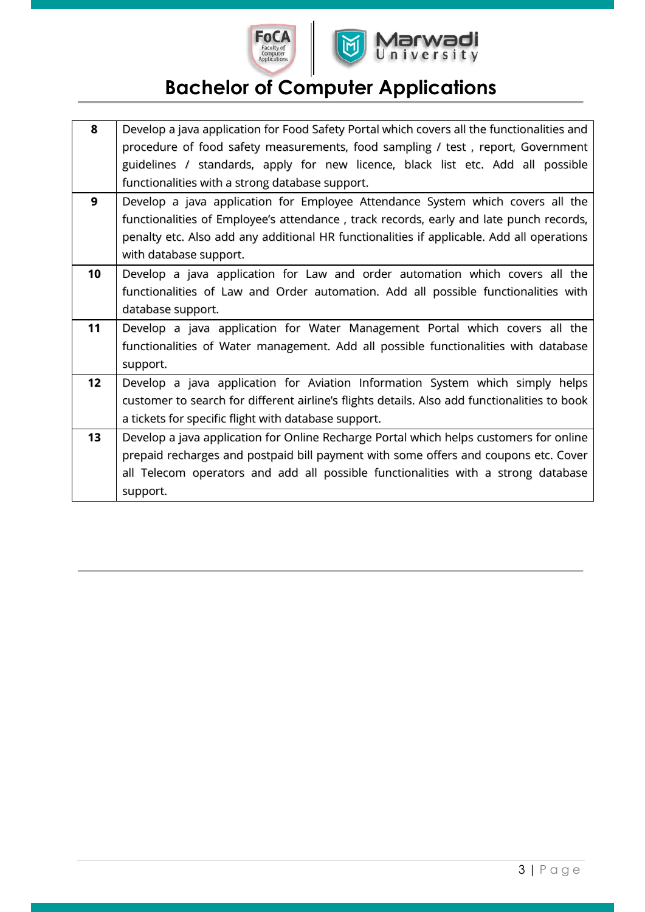| | |
|---|---|
| **8** | Develop a java application for Food Safety Portal which covers all the functionalities and procedure of food safety measurements, food sampling / test , report, Government guidelines / standards, apply for new licence, black list etc. Add all possible functionalities with a strong database support. |
| **9** | Develop a java application for Employee Attendance System which covers all the functionalities of Employee's attendance , track records, early and late punch records, penalty etc. Also add any additional HR functionalities if applicable. Add all operations with database support. |
| **10** | Develop a java application for Law and order automation which covers all the functionalities of Law and Order automation. Add all possible functionalities with database support. |
| **11** | Develop a java application for Water Management Portal which covers all the functionalities of Water management. Add all possible functionalities with database support. |
| **12** | Develop a java application for Aviation Information System which simply helps customer to search for different airline's flights details. Also add functionalities to book a tickets for specific flight with database support. |
| **13** | Develop a java application for Online Recharge Portal which helps customers for online prepaid recharges and postpaid bill payment with some offers and coupons etc. Cover all Telecom operators and add all possible functionalities with a strong database support. |